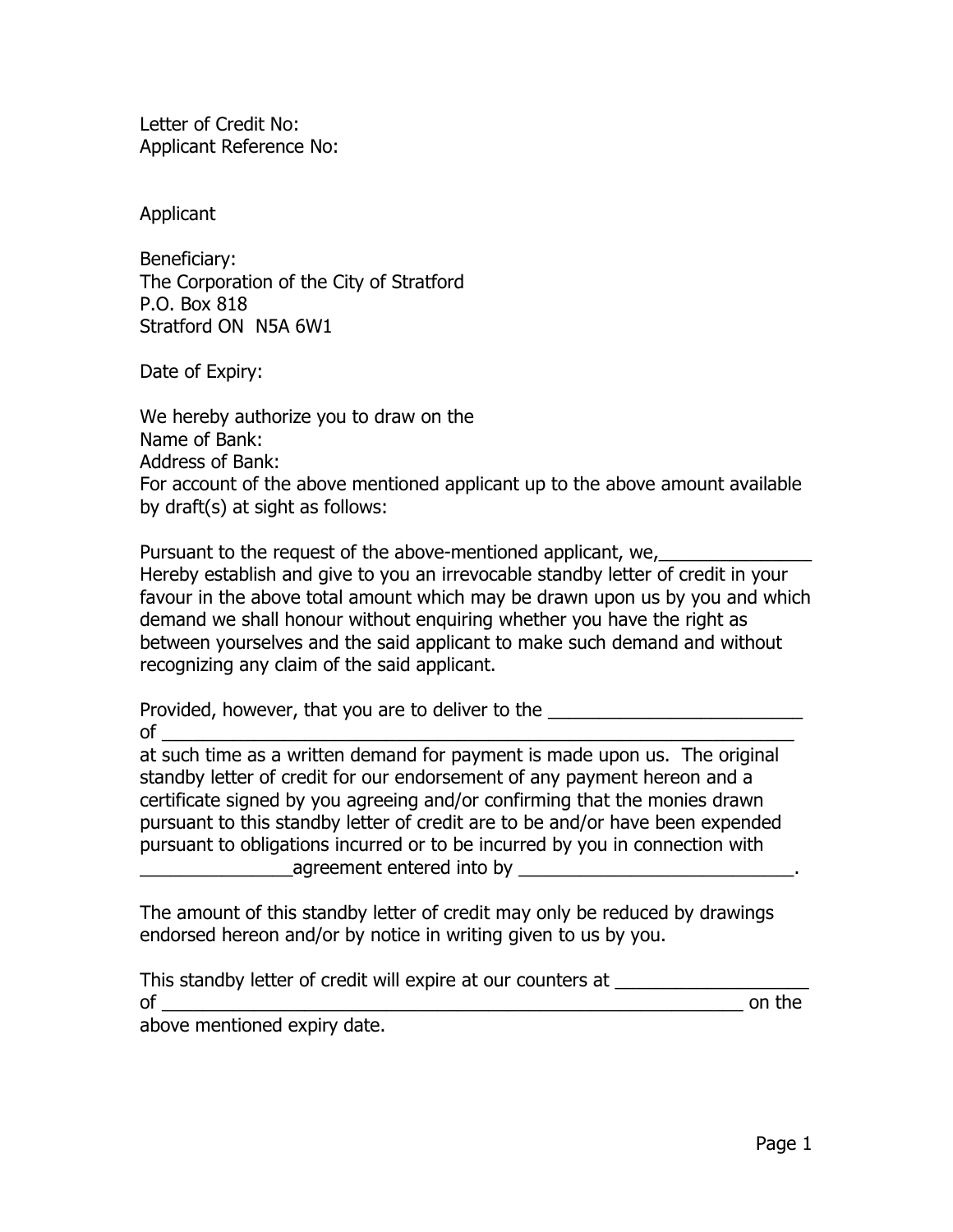Letter of Credit No:
Applicant Reference No:

Applicant

Beneficiary:
The Corporation of the City of Stratford
P.O. Box 818
Stratford ON N5A 6W1

Date of Expiry:

We hereby authorize you to draw on the
Name of Bank:
Address of Bank:
For account of the above mentioned applicant up to the above amount available by draft(s) at sight as follows:

Pursuant to the request of the above-mentioned applicant, we,_______________ Hereby establish and give to you an irrevocable standby letter of credit in your favour in the above total amount which may be drawn upon us by you and which demand we shall honour without enquiring whether you have the right as between yourselves and the said applicant to make such demand and without recognizing any claim of the said applicant.

Provided, however, that you are to deliver to the _________________________ of _______________________________________________________________ at such time as a written demand for payment is made upon us. The original standby letter of credit for our endorsement of any payment hereon and a certificate signed by you agreeing and/or confirming that the monies drawn pursuant to this standby letter of credit are to be and/or have been expended pursuant to obligations incurred or to be incurred by you in connection with _______________agreement entered into by ___________________________.

The amount of this standby letter of credit may only be reduced by drawings endorsed hereon and/or by notice in writing given to us by you.

This standby letter of credit will expire at our counters at ___________________ of _________________________________________________________ on the above mentioned expiry date.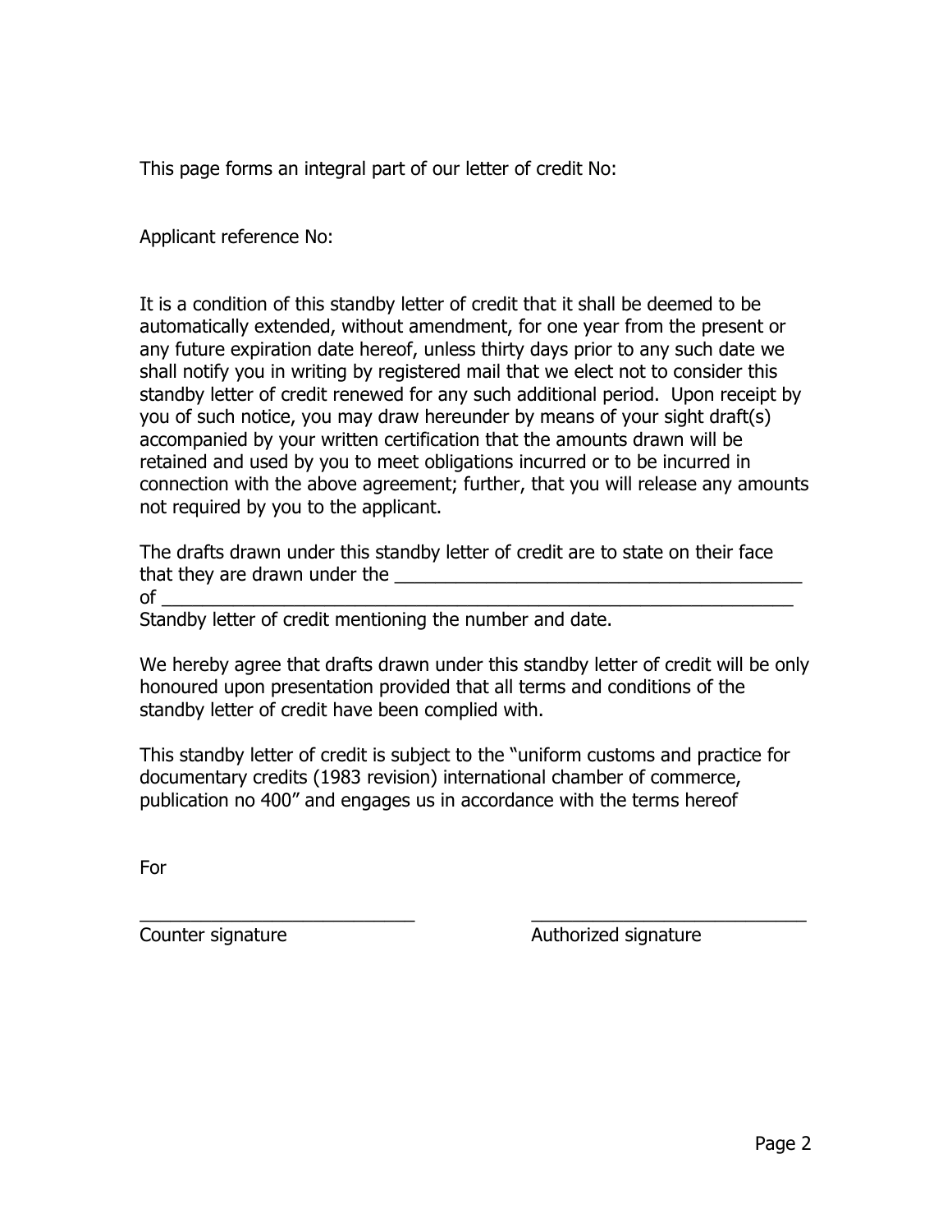This page forms an integral part of our letter of credit No:

Applicant reference No:

It is a condition of this standby letter of credit that it shall be deemed to be automatically extended, without amendment, for one year from the present or any future expiration date hereof, unless thirty days prior to any such date we shall notify you in writing by registered mail that we elect not to consider this standby letter of credit renewed for any such additional period. Upon receipt by you of such notice, you may draw hereunder by means of your sight draft(s) accompanied by your written certification that the amounts drawn will be retained and used by you to meet obligations incurred or to be incurred in connection with the above agreement; further, that you will release any amounts not required by you to the applicant.

The drafts drawn under this standby letter of credit are to state on their face that they are drawn under the ________________________________________
of ________________________________________________________________
Standby letter of credit mentioning the number and date.

We hereby agree that drafts drawn under this standby letter of credit will be only honoured upon presentation provided that all terms and conditions of the standby letter of credit have been complied with.

This standby letter of credit is subject to the "uniform customs and practice for documentary credits (1983 revision) international chamber of commerce, publication no 400" and engages us in accordance with the terms hereof

For

____________________________ ____________________________
Counter signature Authorized signature